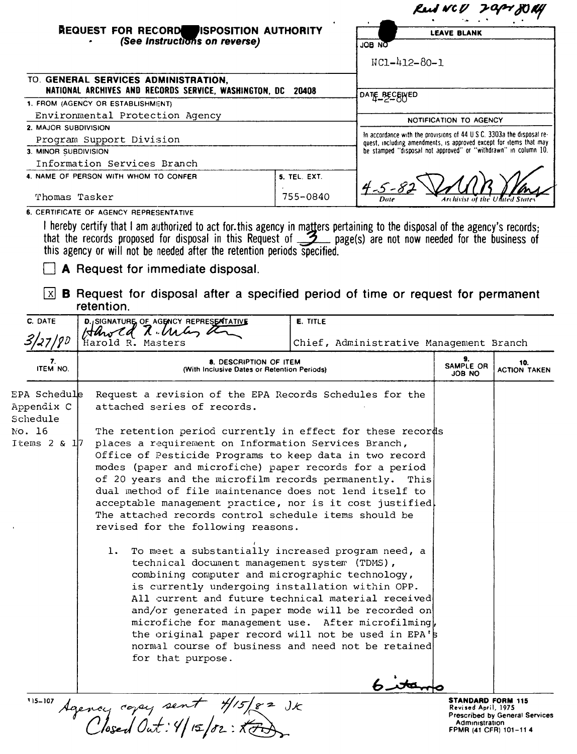Recd NCV 2 Apr 80 KY

# REQUEST FOR RECORDS DISPOSITION AUTHORITY

*(See Instructions on reverse)*

| LEAVE BLANK |
|---|
| JOB NO: NC1-412-80-1 |
| DATE RECEIVED: 4-2-80 |
| NOTIFICATION TO AGENCY |
| In accordance with the provisions of 44 U.S.C. 3303a the disposal request, including amendments, is approved except for items that may be stamped "disposal not approved" or "withdrawn" in column 10. |
| 4-5-82 (Date) — [signature] (Archivist of the United States) |

TO. **GENERAL SERVICES ADMINISTRATION, NATIONAL ARCHIVES AND RECORDS SERVICE, WASHINGTON, DC 20408**

1. FROM (AGENCY OR ESTABLISHMENT)
   Environmental Protection Agency
2. MAJOR SUBDIVISION
   Program Support Division
3. MINOR SUBDIVISION
   Information Services Branch
4. NAME OF PERSON WITH WHOM TO CONFER
   Thomas Tasker
5. TEL. EXT.
   755-0840

6. CERTIFICATE OF AGENCY REPRESENTATIVE

I hereby certify that I am authorized to act for this agency in matters pertaining to the disposal of the agency's records; that the records proposed for disposal in this Request of 3 page(s) are not now needed for the business of this agency or will not be needed after the retention periods specified.

☐ **A** Request for immediate disposal.

☒ **B** Request for disposal after a specified period of time or request for permanent retention.

| C. DATE | D. SIGNATURE OF AGENCY REPRESENTATIVE | E. TITLE |
|---|---|---|
| 3/27/80 | Harold R. Masters | Chief, Administrative Management Branch |

| 7. ITEM NO. | 8. DESCRIPTION OF ITEM (With Inclusive Dates or Retention Periods) | 9. SAMPLE OR JOB NO | 10. ACTION TAKEN |
|---|---|---|---|
| EPA Schedule Appendix C Schedule No. 16 Items 2 & 17 | Request a revision of the EPA Records Schedules for the attached series of records. | | |

The retention period currently in effect for these records places a requirement on Information Services Branch, Office of Pesticide Programs to keep data in two record modes (paper and microfiche) paper records for a period of 20 years and the microfilm records permanently. This dual method of file maintenance does not lend itself to acceptable management practice, nor is it cost justified. The attached records control schedule items should be revised for the following reasons.

1. To meet a substantially increased program need, a technical document management system (TDMS), combining computer and micrographic technology, is currently undergoing installation within OPP. All current and future technical material received and/or generated in paper mode will be recorded on microfiche for management use. After microfilming, the original paper record will not be used in EPA's normal course of business and need not be retained for that purpose.

6 items

115-107

Agency copy sent 4/15/82 JK
Closed Out: 4/15/82

**STANDARD FORM 115**
Revised April, 1975
Prescribed by General Services Administration
FPMR (41 CFR) 101-11.4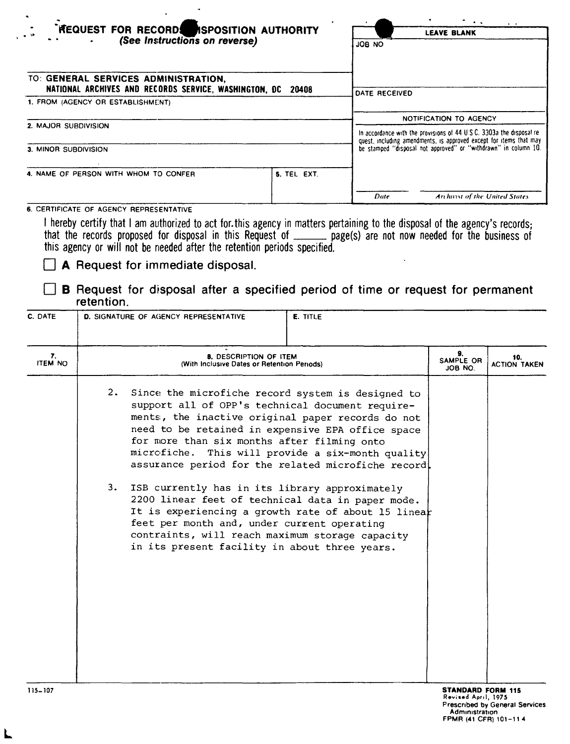# REQUEST FOR RECORDS DISPOSITION AUTHORITY

*(See Instructions on reverse)*

| LEAVE BLANK |
|---|
| JOB NO |
| DATE RECEIVED |
| NOTIFICATION TO AGENCY |
| In accordance with the provisions of 44 U.S.C. 3303a the disposal request, including amendments, is approved except for items that may be stamped "disposal not approved" or "withdrawn" in column 10. |
| Date — Archivist of the United States |

TO: **GENERAL SERVICES ADMINISTRATION,**
**NATIONAL ARCHIVES AND RECORDS SERVICE, WASHINGTON, DC 20408**

1. FROM (AGENCY OR ESTABLISHMENT)

2. MAJOR SUBDIVISION

3. MINOR SUBDIVISION

4. NAME OF PERSON WITH WHOM TO CONFER | 5. TEL EXT.

6. CERTIFICATE OF AGENCY REPRESENTATIVE

I hereby certify that I am authorized to act for this agency in matters pertaining to the disposal of the agency's records; that the records proposed for disposal in this Request of ______ page(s) are not now needed for the business of this agency or will not be needed after the retention periods specified.

☐ **A** Request for immediate disposal.

☐ **B** Request for disposal after a specified period of time or request for permanent retention.

| C. DATE | D. SIGNATURE OF AGENCY REPRESENTATIVE | E. TITLE |
|---|---|---|
| | | |

| 7. ITEM NO | 8. DESCRIPTION OF ITEM (With Inclusive Dates or Retention Periods) | 9. SAMPLE OR JOB NO. | 10. ACTION TAKEN |
|---|---|---|---|
| | 2. Since the microfiche record system is designed to support all of OPP's technical document requirements, the inactive original paper records do not need to be retained in expensive EPA office space for more than six months after filming onto microfiche. This will provide a six-month quality assurance period for the related microfiche record. | | |
| | 3. ISB currently has in its library approximately 2200 linear feet of technical data in paper mode. It is experiencing a growth rate of about 15 linear feet per month and, under current operating contraints, will reach maximum storage capacity in its present facility in about three years. | | |

115-107

**STANDARD FORM 115**
Revised April, 1975
Prescribed by General Services Administration
FPMR (41 CFR) 101-11.4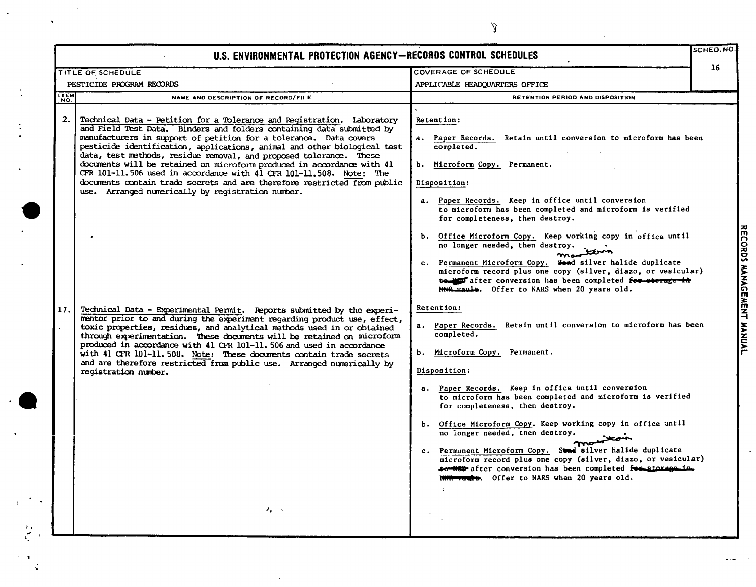# U.S. ENVIRONMENTAL PROTECTION AGENCY—RECORDS CONTROL SCHEDULES

| TITLE OF SCHEDULE | COVERAGE OF SCHEDULE | SCHED. NO. |
|---|---|---|
| PESTICIDE PROGRAM RECORDS | APPLICABLE HEADQUARTERS OFFICE | 16 |

| ITEM NO. | NAME AND DESCRIPTION OF RECORD/FILE | RETENTION PERIOD AND DISPOSITION |
|---|---|---|
| 2. | Technical Data - Petition for a Tolerance and Registration. Laboratory and Field Test Data. Binders and folders containing data submitted by manufacturers in support of petition for a tolerance. Data covers pesticide identification, applications, animal and other biological test data, test methods, residue removal, and proposed tolerance. These documents will be retained on microform produced in accordance with 41 CFR 101-11.506 used in accordance with 41 CFR 101-11.508. Note: The documents contain trade secrets and are therefore restricted from public use. Arranged numerically by registration number. | Retention:<br><br>a. Paper Records. Retain until conversion to microform has been completed.<br><br>b. Microform Copy. Permanent.<br><br>Disposition:<br><br>a. Paper Records. Keep in office until conversion to microform has been completed and microform is verified for completeness, then destroy.<br><br>b. Office Microform Copy. Keep working copy in office until no longer needed, then destroy.<br><br>c. Permanent Microform Copy. ~~Send~~ Maintain silver halide duplicate microform record plus one copy (silver, diazo, or vesicular) ~~to NCD~~ after conversion has been completed ~~for storage in NNR vaults~~. Offer to NARS when 20 years old. |
| 17. | Technical Data - Experimental Permit. Reports submitted by the experimentor prior to and during the experiment regarding product use, effect, toxic properties, residues, and analytical methods used in or obtained through experimentation. These documents will be retained on microform produced in accordance with 41 CFR 101-11.506 and used in accordance with 41 CFR 101-11.508. Note: These documents contain trade secrets and are therefore restricted from public use. Arranged numerically by registration number. | Retention:<br><br>a. Paper Records. Retain until conversion to microform has been completed.<br><br>b. Microform Copy. Permanent.<br><br>Disposition:<br><br>a. Paper Records. Keep in office until conversion to microform has been completed and microform is verified for completeness, then destroy.<br><br>b. Office Microform Copy. Keep working copy in office until no longer needed, then destroy.<br><br>c. Permanent Microform Copy. ~~Send~~ Maintain silver halide duplicate microform record plus one copy (silver, diazo, or vesicular) ~~to NCD~~ after conversion has been completed ~~for storage in NNR vaults~~. Offer to NARS when 20 years old. |

RECORDS MANAGEMENT MANUAL